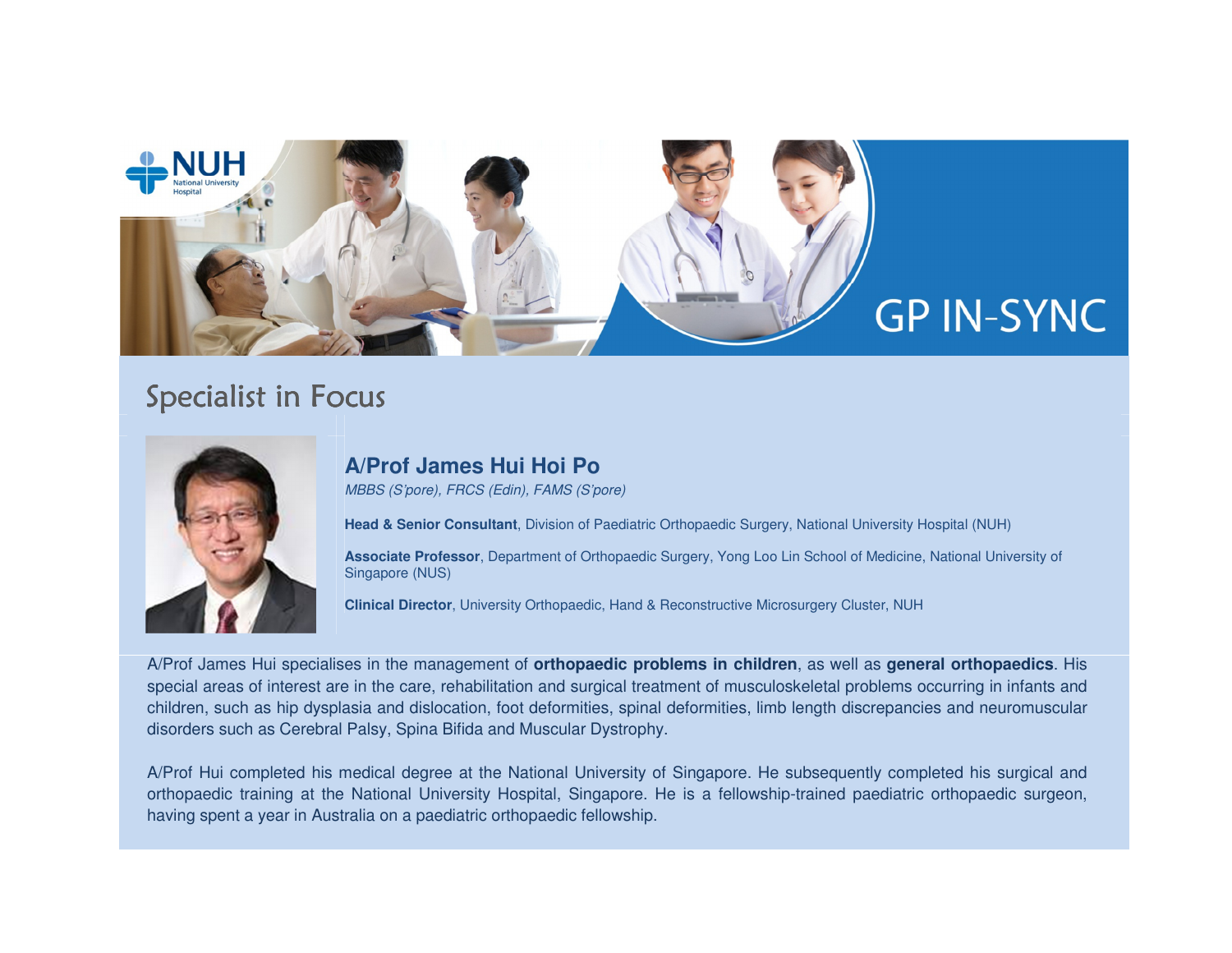GP IN-SYNC

## Specialist in Focus

### A/Prof James Hui Hoi Po

*MBBS (S'pore), FRCS (Edin), FAMS (S'pore)*

**Head & Senior Consultant**, Division of Paediatric Orthopaedic Surgery, National University Hospital (NUH)

**Associate Professor**, Department of Orthopaedic Surgery, Yong Loo Lin School of Medicine, National University of Singapore (NUS)

**Clinical Director**, University Orthopaedic, Hand & Reconstructive Microsurgery Cluster, NUH

A/Prof James Hui specialises in the management of **orthopaedic problems in children**, as well as **general orthopaedics**. His special areas of interest are in the care, rehabilitation and surgical treatment of musculoskeletal problems occurring in infants and children, such as hip dysplasia and dislocation, foot deformities, spinal deformities, limb length discrepancies and neuromuscular disorders such as Cerebral Palsy, Spina Bifida and Muscular Dystrophy.

A/Prof Hui completed his medical degree at the National University of Singapore. He subsequently completed his surgical and orthopaedic training at the National University Hospital, Singapore. He is a fellowship-trained paediatric orthopaedic surgeon, having spent a year in Australia on a paediatric orthopaedic fellowship.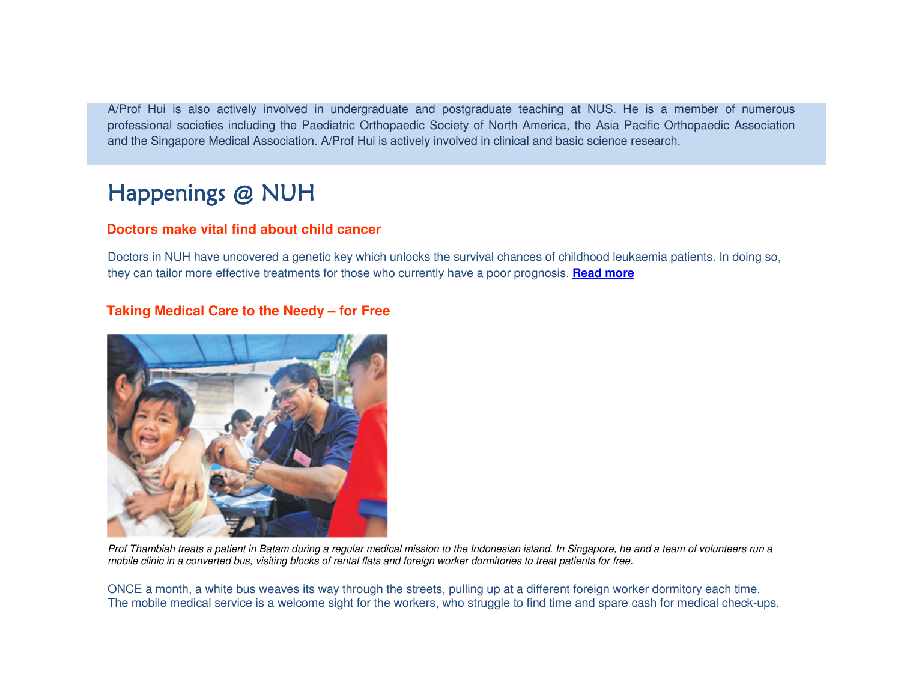A/Prof Hui is also actively involved in undergraduate and postgraduate teaching at NUS. He is a member of numerous professional societies including the Paediatric Orthopaedic Society of North America, the Asia Pacific Orthopaedic Association and the Singapore Medical Association. A/Prof Hui is actively involved in clinical and basic science research.

# Happenings @ NUH

### Doctors make vital find about child cancer

Doctors in NUH have uncovered a genetic key which unlocks the survival chances of childhood leukaemia patients. In doing so, they can tailor more effective treatments for those who currently have a poor prognosis. **Read more**

### Taking Medical Care to the Needy – for Free

*Prof Thambiah treats a patient in Batam during a regular medical mission to the Indonesian island. In Singapore, he and a team of volunteers run a mobile clinic in a converted bus, visiting blocks of rental flats and foreign worker dormitories to treat patients for free.*

ONCE a month, a white bus weaves its way through the streets, pulling up at a different foreign worker dormitory each time. The mobile medical service is a welcome sight for the workers, who struggle to find time and spare cash for medical check-ups.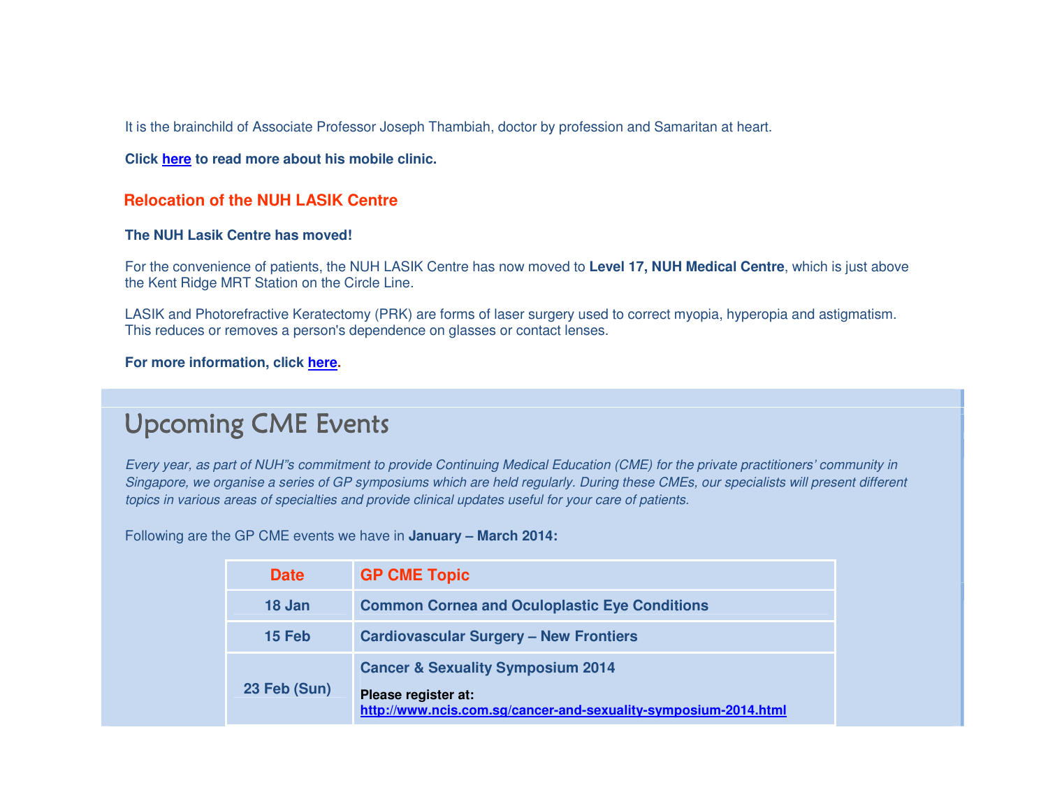It is the brainchild of Associate Professor Joseph Thambiah, doctor by profession and Samaritan at heart.

**Click here to read more about his mobile clinic.**

## Relocation of the NUH LASIK Centre

**The NUH Lasik Centre has moved!**

For the convenience of patients, the NUH LASIK Centre has now moved to **Level 17, NUH Medical Centre**, which is just above the Kent Ridge MRT Station on the Circle Line.

LASIK and Photorefractive Keratectomy (PRK) are forms of laser surgery used to correct myopia, hyperopia and astigmatism. This reduces or removes a person's dependence on glasses or contact lenses.

**For more information, click here.**

# Upcoming CME Events

*Every year, as part of NUH"s commitment to provide Continuing Medical Education (CME) for the private practitioners' community in Singapore, we organise a series of GP symposiums which are held regularly. During these CMEs, our specialists will present different topics in various areas of specialties and provide clinical updates useful for your care of patients.*

Following are the GP CME events we have in **January – March 2014:**

| Date | GP CME Topic |
|---|---|
| **18 Jan** | **Common Cornea and Oculoplastic Eye Conditions** |
| **15 Feb** | **Cardiovascular Surgery – New Frontiers** |
| **23 Feb (Sun)** | **Cancer & Sexuality Symposium 2014**<br>**Please register at:**<br>**http://www.ncis.com.sg/cancer-and-sexuality-symposium-2014.html** |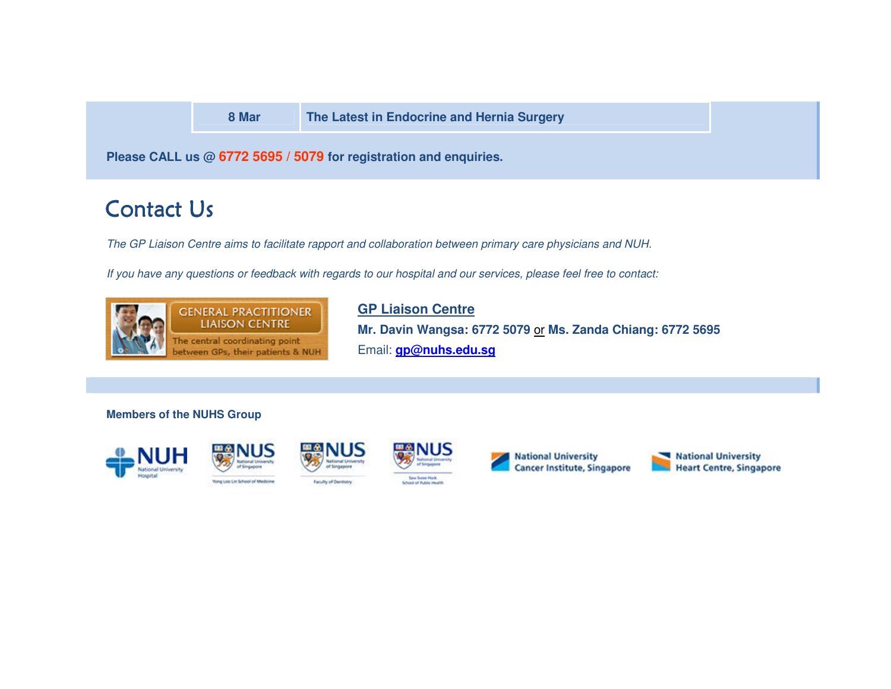| | |
|---|---|
| **8 Mar** | **The Latest in Endocrine and Hernia Surgery** |

**Please CALL us @ 6772 5695 / 5079 for registration and enquiries.**

# Contact Us

*The GP Liaison Centre aims to facilitate rapport and collaboration between primary care physicians and NUH.*

*If you have any questions or feedback with regards to our hospital and our services, please feel free to contact:*

GENERAL PRACTITIONER LIAISON CENTRE

The central coordinating point between GPs, their patients & NUH

**GP Liaison Centre**

**Mr. Davin Wangsa: 6772 5079** or **Ms. Zanda Chiang: 6772 5695**

Email: **gp@nuhs.edu.sg**

**Members of the NUHS Group**

NUH National University Hospital

NUS National University of Singapore Yong Loo Lin School of Medicine

NUS National University of Singapore Faculty of Dentistry

NUS National University of Singapore Saw Swee Hock School of Public Health

National University Cancer Institute, Singapore

National University Heart Centre, Singapore